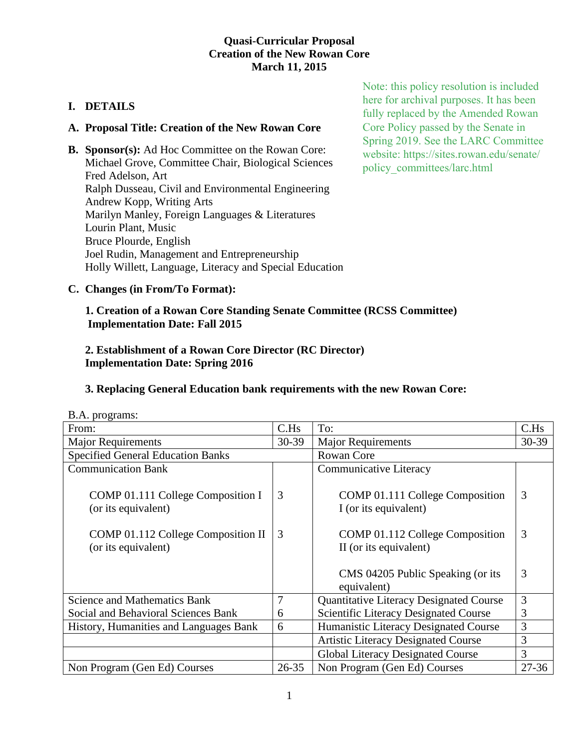**Quasi-Curricular Proposal**
**Creation of the New Rowan Core**
**March 11, 2015**

Note: this policy resolution is included here for archival purposes. It has been fully replaced by the Amended Rowan Core Policy passed by the Senate in Spring 2019. See the LARC Committee website: https://sites.rowan.edu/senate/policy_committees/larc.html

## I. DETAILS

### A. Proposal Title: Creation of the New Rowan Core

**B. Sponsor(s):** Ad Hoc Committee on the Rowan Core:
Michael Grove, Committee Chair, Biological Sciences
Fred Adelson, Art
Ralph Dusseau, Civil and Environmental Engineering
Andrew Kopp, Writing Arts
Marilyn Manley, Foreign Languages & Literatures
Lourin Plant, Music
Bruce Plourde, English
Joel Rudin, Management and Entrepreneurship
Holly Willett, Language, Literacy and Special Education

### C. Changes (in From/To Format):

**1. Creation of a Rowan Core Standing Senate Committee (RCSS Committee)**
**Implementation Date: Fall 2015**

**2. Establishment of a Rowan Core Director (RC Director)**
**Implementation Date: Spring 2016**

**3. Replacing General Education bank requirements with the new Rowan Core:**

B.A. programs:

| From: | C.Hs | To: | C.Hs |
|---|---|---|---|
| Major Requirements | 30-39 | Major Requirements | 30-39 |
| Specified General Education Banks | | Rowan Core | |
| Communication Bank | | Communicative Literacy | |
| COMP 01.111 College Composition I (or its equivalent) | 3 | COMP 01.111 College Composition I (or its equivalent) | 3 |
| COMP 01.112 College Composition II (or its equivalent) | 3 | COMP 01.112 College Composition II (or its equivalent) | 3 |
| | | CMS 04205 Public Speaking (or its equivalent) | 3 |
| Science and Mathematics Bank | 7 | Quantitative Literacy Designated Course | 3 |
| Social and Behavioral Sciences Bank | 6 | Scientific Literacy Designated Course | 3 |
| History, Humanities and Languages Bank | 6 | Humanistic Literacy Designated Course | 3 |
| | | Artistic Literacy Designated Course | 3 |
| | | Global Literacy Designated Course | 3 |
| Non Program (Gen Ed) Courses | 26-35 | Non Program (Gen Ed) Courses | 27-36 |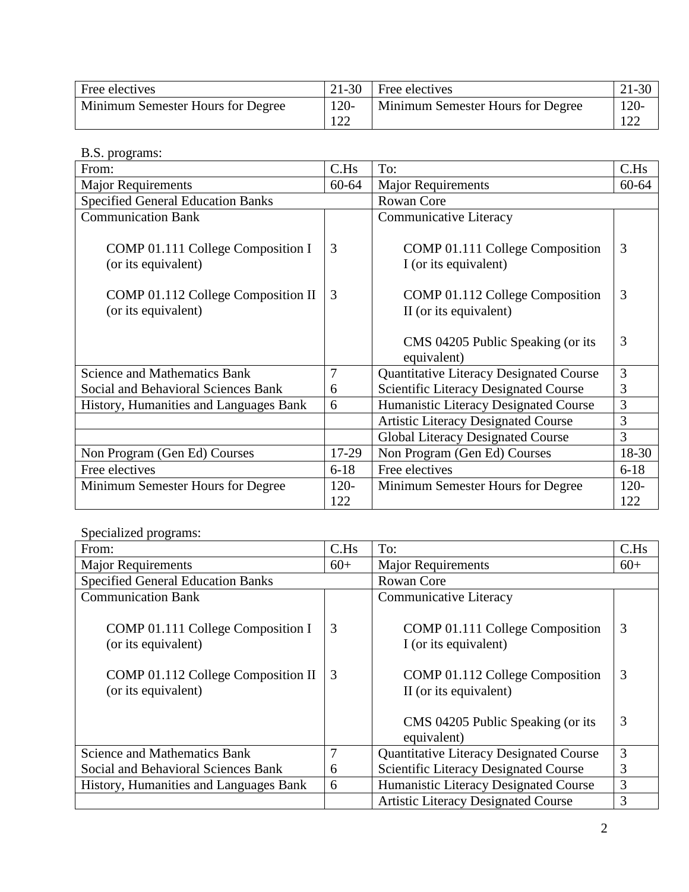| Free electives | 21-30 | Free electives | 21-30 |
|---|---|---|---|
| Minimum Semester Hours for Degree | 120-122 | Minimum Semester Hours for Degree | 120-122 |

B.S. programs:

| From: | C.Hs | To: | C.Hs |
|---|---|---|---|
| Major Requirements | 60-64 | Major Requirements | 60-64 |
| Specified General Education Banks | | Rowan Core | |
| Communication Bank | | Communicative Literacy | |
| COMP 01.111 College Composition I (or its equivalent) | 3 | COMP 01.111 College Composition I (or its equivalent) | 3 |
| COMP 01.112 College Composition II (or its equivalent) | 3 | COMP 01.112 College Composition II (or its equivalent) | 3 |
| | | CMS 04205 Public Speaking (or its equivalent) | 3 |
| Science and Mathematics Bank | 7 | Quantitative Literacy Designated Course | 3 |
| Social and Behavioral Sciences Bank | 6 | Scientific Literacy Designated Course | 3 |
| History, Humanities and Languages Bank | 6 | Humanistic Literacy Designated Course | 3 |
| | | Artistic Literacy Designated Course | 3 |
| | | Global Literacy Designated Course | 3 |
| Non Program (Gen Ed) Courses | 17-29 | Non Program (Gen Ed) Courses | 18-30 |
| Free electives | 6-18 | Free electives | 6-18 |
| Minimum Semester Hours for Degree | 120-122 | Minimum Semester Hours for Degree | 120-122 |

Specialized programs:

| From: | C.Hs | To: | C.Hs |
|---|---|---|---|
| Major Requirements | 60+ | Major Requirements | 60+ |
| Specified General Education Banks | | Rowan Core | |
| Communication Bank | | Communicative Literacy | |
| COMP 01.111 College Composition I (or its equivalent) | 3 | COMP 01.111 College Composition I (or its equivalent) | 3 |
| COMP 01.112 College Composition II (or its equivalent) | 3 | COMP 01.112 College Composition II (or its equivalent) | 3 |
| | | CMS 04205 Public Speaking (or its equivalent) | 3 |
| Science and Mathematics Bank | 7 | Quantitative Literacy Designated Course | 3 |
| Social and Behavioral Sciences Bank | 6 | Scientific Literacy Designated Course | 3 |
| History, Humanities and Languages Bank | 6 | Humanistic Literacy Designated Course | 3 |
| | | Artistic Literacy Designated Course | 3 |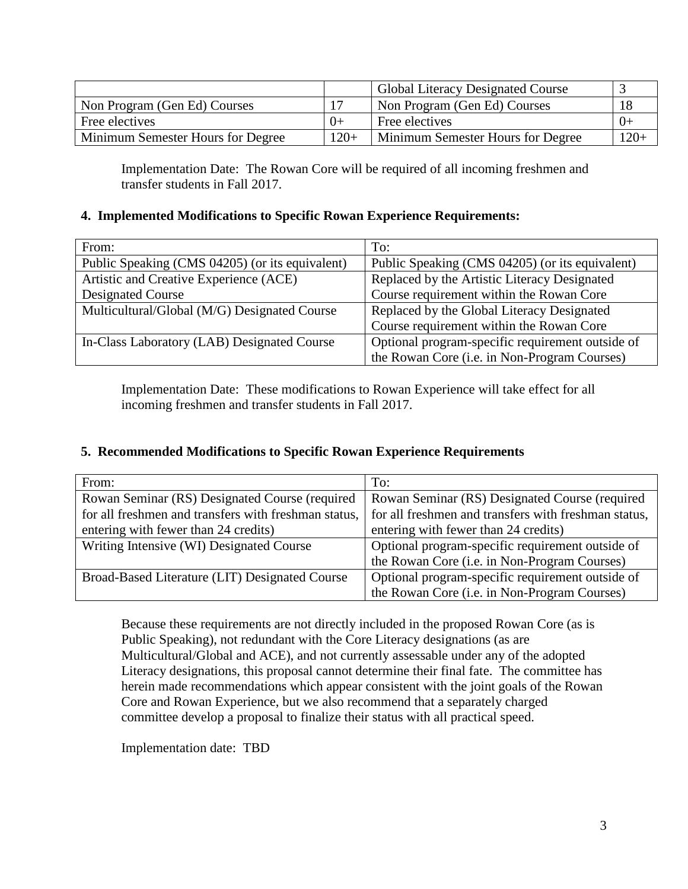| | | Global Literacy Designated Course | 3 |
|---|---|---|---|
| Non Program (Gen Ed) Courses | 17 | Non Program (Gen Ed) Courses | 18 |
| Free electives | 0+ | Free electives | 0+ |
| Minimum Semester Hours for Degree | 120+ | Minimum Semester Hours for Degree | 120+ |

Implementation Date: The Rowan Core will be required of all incoming freshmen and transfer students in Fall 2017.

**4. Implemented Modifications to Specific Rowan Experience Requirements:**

| From: | To: |
|---|---|
| Public Speaking (CMS 04205) (or its equivalent) | Public Speaking (CMS 04205) (or its equivalent) |
| Artistic and Creative Experience (ACE) Designated Course | Replaced by the Artistic Literacy Designated Course requirement within the Rowan Core |
| Multicultural/Global (M/G) Designated Course | Replaced by the Global Literacy Designated Course requirement within the Rowan Core |
| In-Class Laboratory (LAB) Designated Course | Optional program-specific requirement outside of the Rowan Core (i.e. in Non-Program Courses) |

Implementation Date: These modifications to Rowan Experience will take effect for all incoming freshmen and transfer students in Fall 2017.

**5. Recommended Modifications to Specific Rowan Experience Requirements**

| From: | To: |
|---|---|
| Rowan Seminar (RS) Designated Course (required for all freshmen and transfers with freshman status, entering with fewer than 24 credits) | Rowan Seminar (RS) Designated Course (required for all freshmen and transfers with freshman status, entering with fewer than 24 credits) |
| Writing Intensive (WI) Designated Course | Optional program-specific requirement outside of the Rowan Core (i.e. in Non-Program Courses) |
| Broad-Based Literature (LIT) Designated Course | Optional program-specific requirement outside of the Rowan Core (i.e. in Non-Program Courses) |

Because these requirements are not directly included in the proposed Rowan Core (as is Public Speaking), not redundant with the Core Literacy designations (as are Multicultural/Global and ACE), and not currently assessable under any of the adopted Literacy designations, this proposal cannot determine their final fate. The committee has herein made recommendations which appear consistent with the joint goals of the Rowan Core and Rowan Experience, but we also recommend that a separately charged committee develop a proposal to finalize their status with all practical speed.

Implementation date: TBD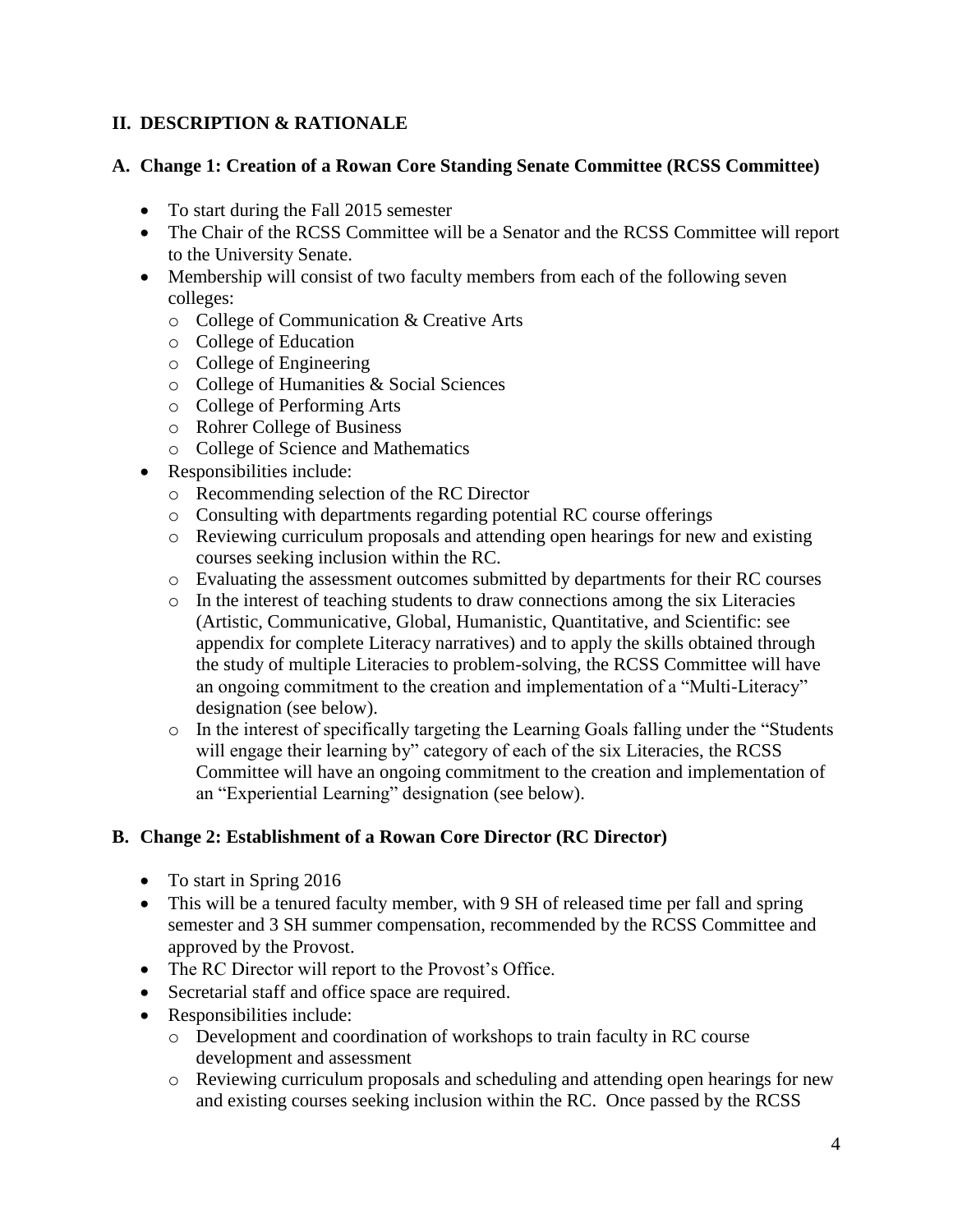## II. DESCRIPTION & RATIONALE

### A. Change 1: Creation of a Rowan Core Standing Senate Committee (RCSS Committee)

- To start during the Fall 2015 semester
- The Chair of the RCSS Committee will be a Senator and the RCSS Committee will report to the University Senate.
- Membership will consist of two faculty members from each of the following seven colleges:
  - College of Communication & Creative Arts
  - College of Education
  - College of Engineering
  - College of Humanities & Social Sciences
  - College of Performing Arts
  - Rohrer College of Business
  - College of Science and Mathematics
- Responsibilities include:
  - Recommending selection of the RC Director
  - Consulting with departments regarding potential RC course offerings
  - Reviewing curriculum proposals and attending open hearings for new and existing courses seeking inclusion within the RC.
  - Evaluating the assessment outcomes submitted by departments for their RC courses
  - In the interest of teaching students to draw connections among the six Literacies (Artistic, Communicative, Global, Humanistic, Quantitative, and Scientific: see appendix for complete Literacy narratives) and to apply the skills obtained through the study of multiple Literacies to problem-solving, the RCSS Committee will have an ongoing commitment to the creation and implementation of a "Multi-Literacy" designation (see below).
  - In the interest of specifically targeting the Learning Goals falling under the "Students will engage their learning by" category of each of the six Literacies, the RCSS Committee will have an ongoing commitment to the creation and implementation of an "Experiential Learning" designation (see below).

### B. Change 2: Establishment of a Rowan Core Director (RC Director)

- To start in Spring 2016
- This will be a tenured faculty member, with 9 SH of released time per fall and spring semester and 3 SH summer compensation, recommended by the RCSS Committee and approved by the Provost.
- The RC Director will report to the Provost's Office.
- Secretarial staff and office space are required.
- Responsibilities include:
  - Development and coordination of workshops to train faculty in RC course development and assessment
  - Reviewing curriculum proposals and scheduling and attending open hearings for new and existing courses seeking inclusion within the RC. Once passed by the RCSS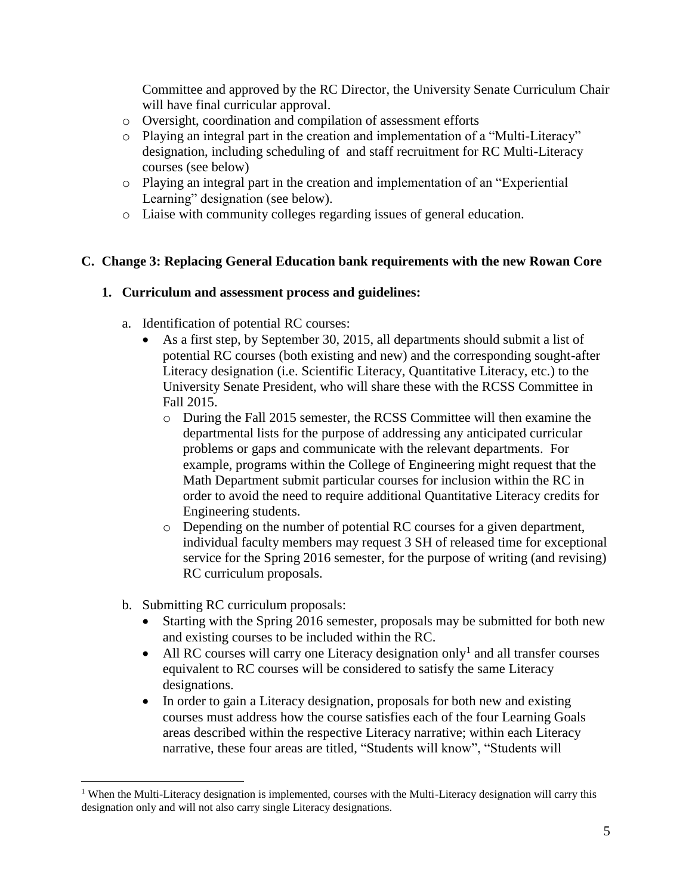Committee and approved by the RC Director, the University Senate Curriculum Chair will have final curricular approval.

- Oversight, coordination and compilation of assessment efforts
- Playing an integral part in the creation and implementation of a "Multi-Literacy" designation, including scheduling of and staff recruitment for RC Multi-Literacy courses (see below)
- Playing an integral part in the creation and implementation of an "Experiential Learning" designation (see below).
- Liaise with community colleges regarding issues of general education.

### C. Change 3: Replacing General Education bank requirements with the new Rowan Core

#### 1. Curriculum and assessment process and guidelines:

a. Identification of potential RC courses:

- As a first step, by September 30, 2015, all departments should submit a list of potential RC courses (both existing and new) and the corresponding sought-after Literacy designation (i.e. Scientific Literacy, Quantitative Literacy, etc.) to the University Senate President, who will share these with the RCSS Committee in Fall 2015.
  - During the Fall 2015 semester, the RCSS Committee will then examine the departmental lists for the purpose of addressing any anticipated curricular problems or gaps and communicate with the relevant departments. For example, programs within the College of Engineering might request that the Math Department submit particular courses for inclusion within the RC in order to avoid the need to require additional Quantitative Literacy credits for Engineering students.
  - Depending on the number of potential RC courses for a given department, individual faculty members may request 3 SH of released time for exceptional service for the Spring 2016 semester, for the purpose of writing (and revising) RC curriculum proposals.

b. Submitting RC curriculum proposals:

- Starting with the Spring 2016 semester, proposals may be submitted for both new and existing courses to be included within the RC.
- All RC courses will carry one Literacy designation only[1] and all transfer courses equivalent to RC courses will be considered to satisfy the same Literacy designations.
- In order to gain a Literacy designation, proposals for both new and existing courses must address how the course satisfies each of the four Learning Goals areas described within the respective Literacy narrative; within each Literacy narrative, these four areas are titled, "Students will know", "Students will

[1] When the Multi-Literacy designation is implemented, courses with the Multi-Literacy designation will carry this designation only and will not also carry single Literacy designations.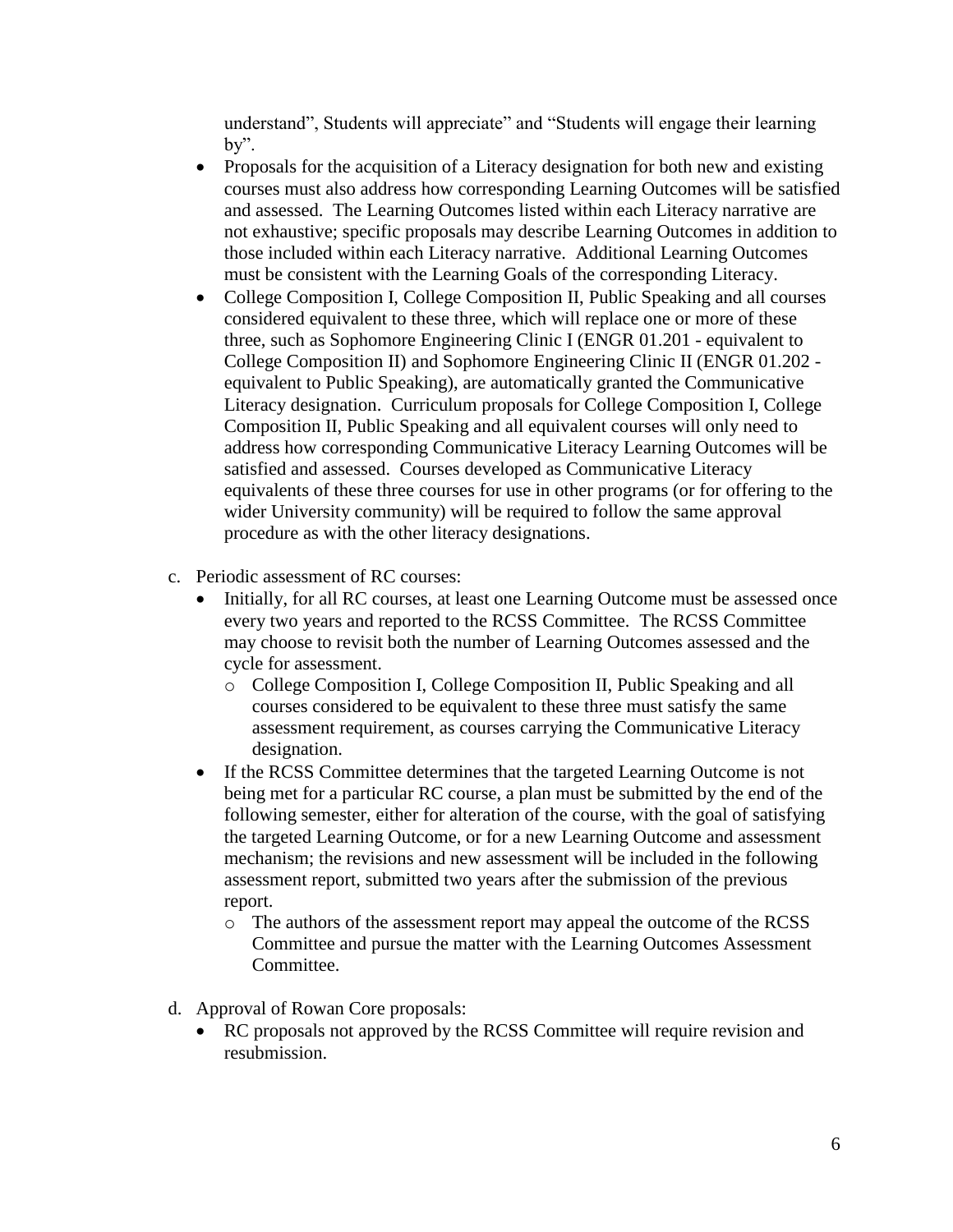understand", Students will appreciate" and "Students will engage their learning by".

- Proposals for the acquisition of a Literacy designation for both new and existing courses must also address how corresponding Learning Outcomes will be satisfied and assessed. The Learning Outcomes listed within each Literacy narrative are not exhaustive; specific proposals may describe Learning Outcomes in addition to those included within each Literacy narrative. Additional Learning Outcomes must be consistent with the Learning Goals of the corresponding Literacy.
- College Composition I, College Composition II, Public Speaking and all courses considered equivalent to these three, which will replace one or more of these three, such as Sophomore Engineering Clinic I (ENGR 01.201 - equivalent to College Composition II) and Sophomore Engineering Clinic II (ENGR 01.202 - equivalent to Public Speaking), are automatically granted the Communicative Literacy designation. Curriculum proposals for College Composition I, College Composition II, Public Speaking and all equivalent courses will only need to address how corresponding Communicative Literacy Learning Outcomes will be satisfied and assessed. Courses developed as Communicative Literacy equivalents of these three courses for use in other programs (or for offering to the wider University community) will be required to follow the same approval procedure as with the other literacy designations.

c. Periodic assessment of RC courses:

- Initially, for all RC courses, at least one Learning Outcome must be assessed once every two years and reported to the RCSS Committee. The RCSS Committee may choose to revisit both the number of Learning Outcomes assessed and the cycle for assessment.
    - College Composition I, College Composition II, Public Speaking and all courses considered to be equivalent to these three must satisfy the same assessment requirement, as courses carrying the Communicative Literacy designation.
- If the RCSS Committee determines that the targeted Learning Outcome is not being met for a particular RC course, a plan must be submitted by the end of the following semester, either for alteration of the course, with the goal of satisfying the targeted Learning Outcome, or for a new Learning Outcome and assessment mechanism; the revisions and new assessment will be included in the following assessment report, submitted two years after the submission of the previous report.
    - The authors of the assessment report may appeal the outcome of the RCSS Committee and pursue the matter with the Learning Outcomes Assessment Committee.

d. Approval of Rowan Core proposals:

- RC proposals not approved by the RCSS Committee will require revision and resubmission.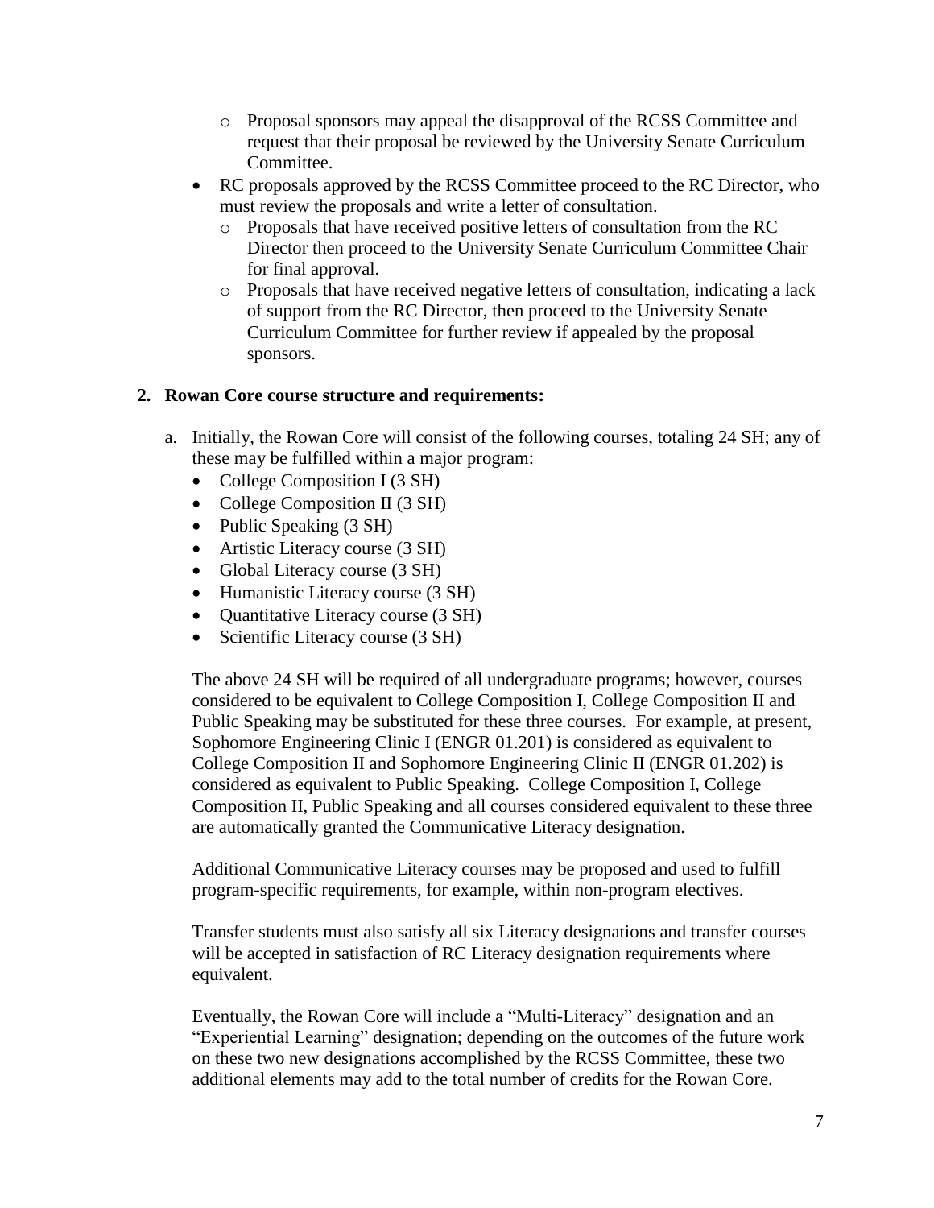- Proposal sponsors may appeal the disapproval of the RCSS Committee and request that their proposal be reviewed by the University Senate Curriculum Committee.
- RC proposals approved by the RCSS Committee proceed to the RC Director, who must review the proposals and write a letter of consultation.
  - Proposals that have received positive letters of consultation from the RC Director then proceed to the University Senate Curriculum Committee Chair for final approval.
  - Proposals that have received negative letters of consultation, indicating a lack of support from the RC Director, then proceed to the University Senate Curriculum Committee for further review if appealed by the proposal sponsors.

**2. Rowan Core course structure and requirements:**

a. Initially, the Rowan Core will consist of the following courses, totaling 24 SH; any of these may be fulfilled within a major program:

   - College Composition I (3 SH)
   - College Composition II (3 SH)
   - Public Speaking (3 SH)
   - Artistic Literacy course (3 SH)
   - Global Literacy course (3 SH)
   - Humanistic Literacy course (3 SH)
   - Quantitative Literacy course (3 SH)
   - Scientific Literacy course (3 SH)

   The above 24 SH will be required of all undergraduate programs; however, courses considered to be equivalent to College Composition I, College Composition II and Public Speaking may be substituted for these three courses. For example, at present, Sophomore Engineering Clinic I (ENGR 01.201) is considered as equivalent to College Composition II and Sophomore Engineering Clinic II (ENGR 01.202) is considered as equivalent to Public Speaking. College Composition I, College Composition II, Public Speaking and all courses considered equivalent to these three are automatically granted the Communicative Literacy designation.

   Additional Communicative Literacy courses may be proposed and used to fulfill program-specific requirements, for example, within non-program electives.

   Transfer students must also satisfy all six Literacy designations and transfer courses will be accepted in satisfaction of RC Literacy designation requirements where equivalent.

   Eventually, the Rowan Core will include a "Multi-Literacy" designation and an "Experiential Learning" designation; depending on the outcomes of the future work on these two new designations accomplished by the RCSS Committee, these two additional elements may add to the total number of credits for the Rowan Core.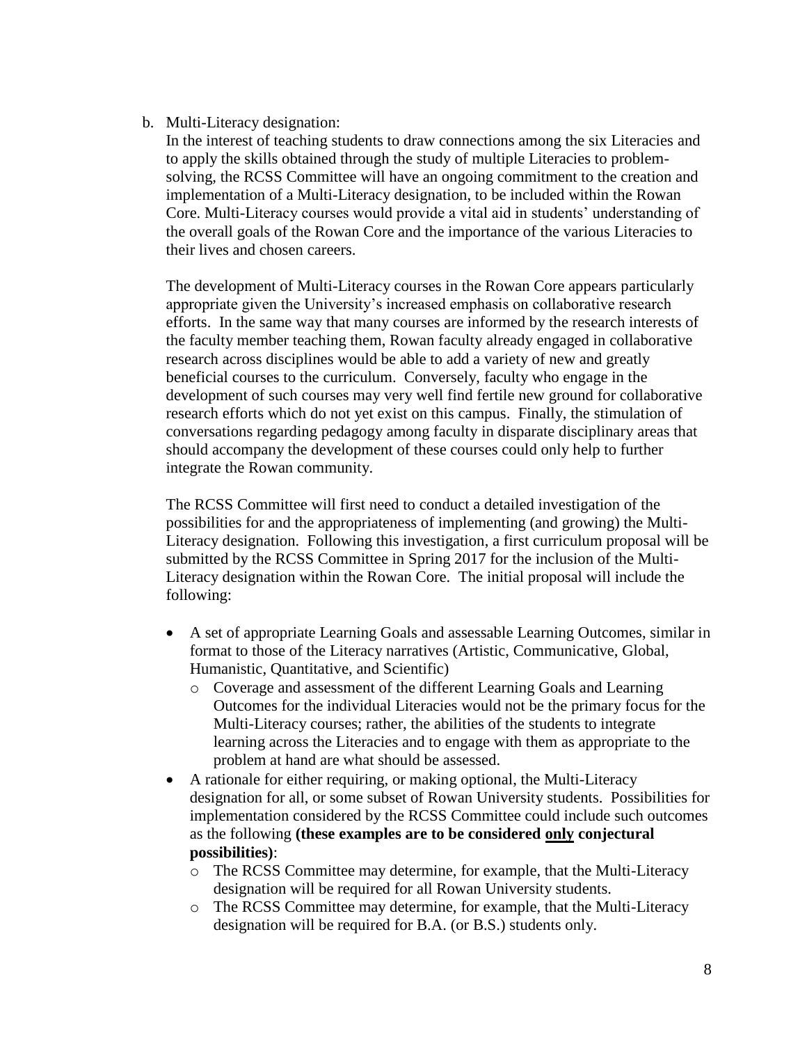b. Multi-Literacy designation:

In the interest of teaching students to draw connections among the six Literacies and to apply the skills obtained through the study of multiple Literacies to problem-solving, the RCSS Committee will have an ongoing commitment to the creation and implementation of a Multi-Literacy designation, to be included within the Rowan Core. Multi-Literacy courses would provide a vital aid in students' understanding of the overall goals of the Rowan Core and the importance of the various Literacies to their lives and chosen careers.

The development of Multi-Literacy courses in the Rowan Core appears particularly appropriate given the University's increased emphasis on collaborative research efforts. In the same way that many courses are informed by the research interests of the faculty member teaching them, Rowan faculty already engaged in collaborative research across disciplines would be able to add a variety of new and greatly beneficial courses to the curriculum. Conversely, faculty who engage in the development of such courses may very well find fertile new ground for collaborative research efforts which do not yet exist on this campus. Finally, the stimulation of conversations regarding pedagogy among faculty in disparate disciplinary areas that should accompany the development of these courses could only help to further integrate the Rowan community.

The RCSS Committee will first need to conduct a detailed investigation of the possibilities for and the appropriateness of implementing (and growing) the Multi-Literacy designation. Following this investigation, a first curriculum proposal will be submitted by the RCSS Committee in Spring 2017 for the inclusion of the Multi-Literacy designation within the Rowan Core. The initial proposal will include the following:

- A set of appropriate Learning Goals and assessable Learning Outcomes, similar in format to those of the Literacy narratives (Artistic, Communicative, Global, Humanistic, Quantitative, and Scientific)
  - Coverage and assessment of the different Learning Goals and Learning Outcomes for the individual Literacies would not be the primary focus for the Multi-Literacy courses; rather, the abilities of the students to integrate learning across the Literacies and to engage with them as appropriate to the problem at hand are what should be assessed.
- A rationale for either requiring, or making optional, the Multi-Literacy designation for all, or some subset of Rowan University students. Possibilities for implementation considered by the RCSS Committee could include such outcomes as the following **(these examples are to be considered <u>only</u> conjectural possibilities)**:
  - The RCSS Committee may determine, for example, that the Multi-Literacy designation will be required for all Rowan University students.
  - The RCSS Committee may determine, for example, that the Multi-Literacy designation will be required for B.A. (or B.S.) students only.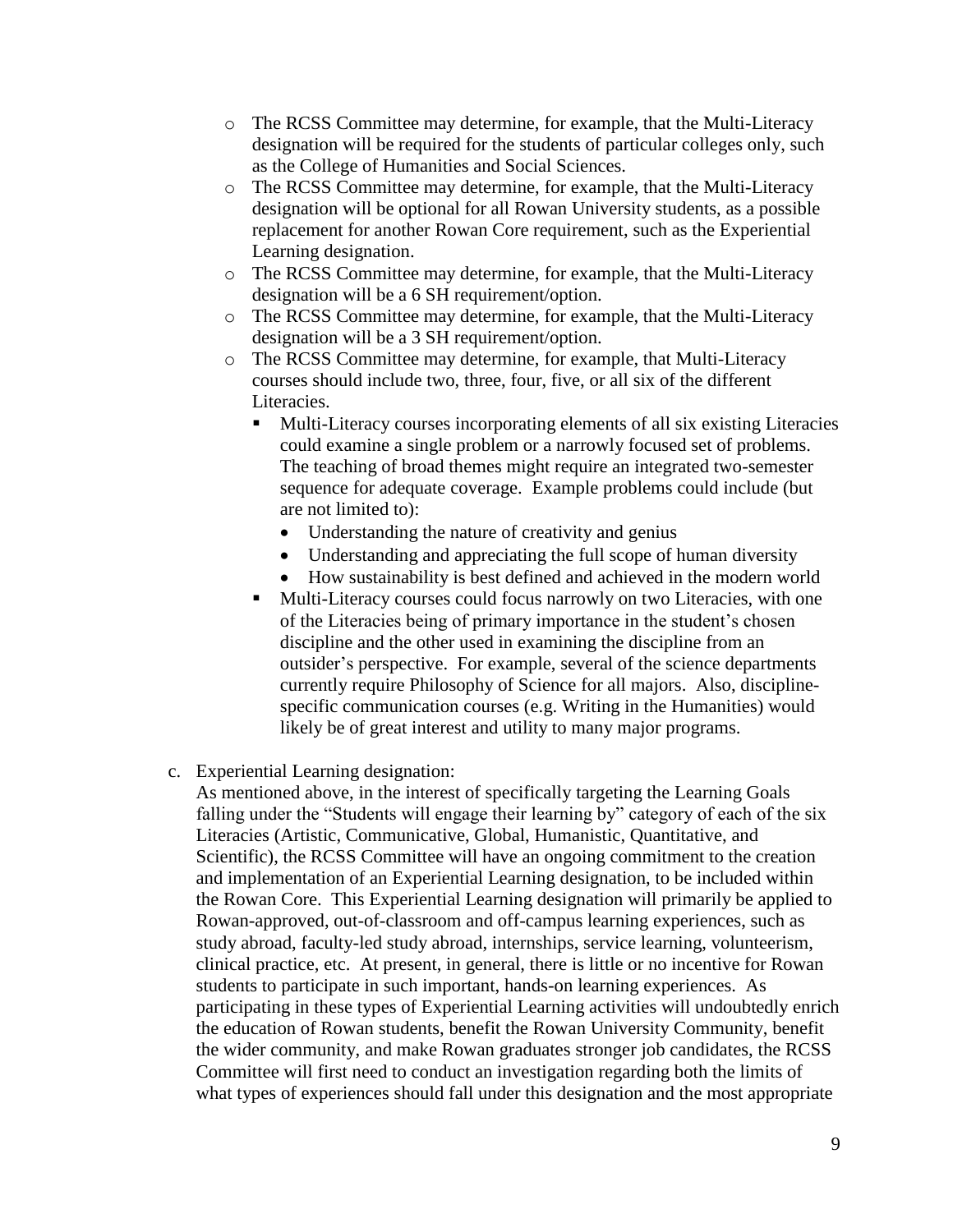- The RCSS Committee may determine, for example, that the Multi-Literacy designation will be required for the students of particular colleges only, such as the College of Humanities and Social Sciences.
- The RCSS Committee may determine, for example, that the Multi-Literacy designation will be optional for all Rowan University students, as a possible replacement for another Rowan Core requirement, such as the Experiential Learning designation.
- The RCSS Committee may determine, for example, that the Multi-Literacy designation will be a 6 SH requirement/option.
- The RCSS Committee may determine, for example, that the Multi-Literacy designation will be a 3 SH requirement/option.
- The RCSS Committee may determine, for example, that Multi-Literacy courses should include two, three, four, five, or all six of the different Literacies.
  - Multi-Literacy courses incorporating elements of all six existing Literacies could examine a single problem or a narrowly focused set of problems. The teaching of broad themes might require an integrated two-semester sequence for adequate coverage. Example problems could include (but are not limited to):
    - Understanding the nature of creativity and genius
    - Understanding and appreciating the full scope of human diversity
    - How sustainability is best defined and achieved in the modern world
  - Multi-Literacy courses could focus narrowly on two Literacies, with one of the Literacies being of primary importance in the student's chosen discipline and the other used in examining the discipline from an outsider's perspective. For example, several of the science departments currently require Philosophy of Science for all majors. Also, discipline-specific communication courses (e.g. Writing in the Humanities) would likely be of great interest and utility to many major programs.

c. Experiential Learning designation:
As mentioned above, in the interest of specifically targeting the Learning Goals falling under the "Students will engage their learning by" category of each of the six Literacies (Artistic, Communicative, Global, Humanistic, Quantitative, and Scientific), the RCSS Committee will have an ongoing commitment to the creation and implementation of an Experiential Learning designation, to be included within the Rowan Core. This Experiential Learning designation will primarily be applied to Rowan-approved, out-of-classroom and off-campus learning experiences, such as study abroad, faculty-led study abroad, internships, service learning, volunteerism, clinical practice, etc. At present, in general, there is little or no incentive for Rowan students to participate in such important, hands-on learning experiences. As participating in these types of Experiential Learning activities will undoubtedly enrich the education of Rowan students, benefit the Rowan University Community, benefit the wider community, and make Rowan graduates stronger job candidates, the RCSS Committee will first need to conduct an investigation regarding both the limits of what types of experiences should fall under this designation and the most appropriate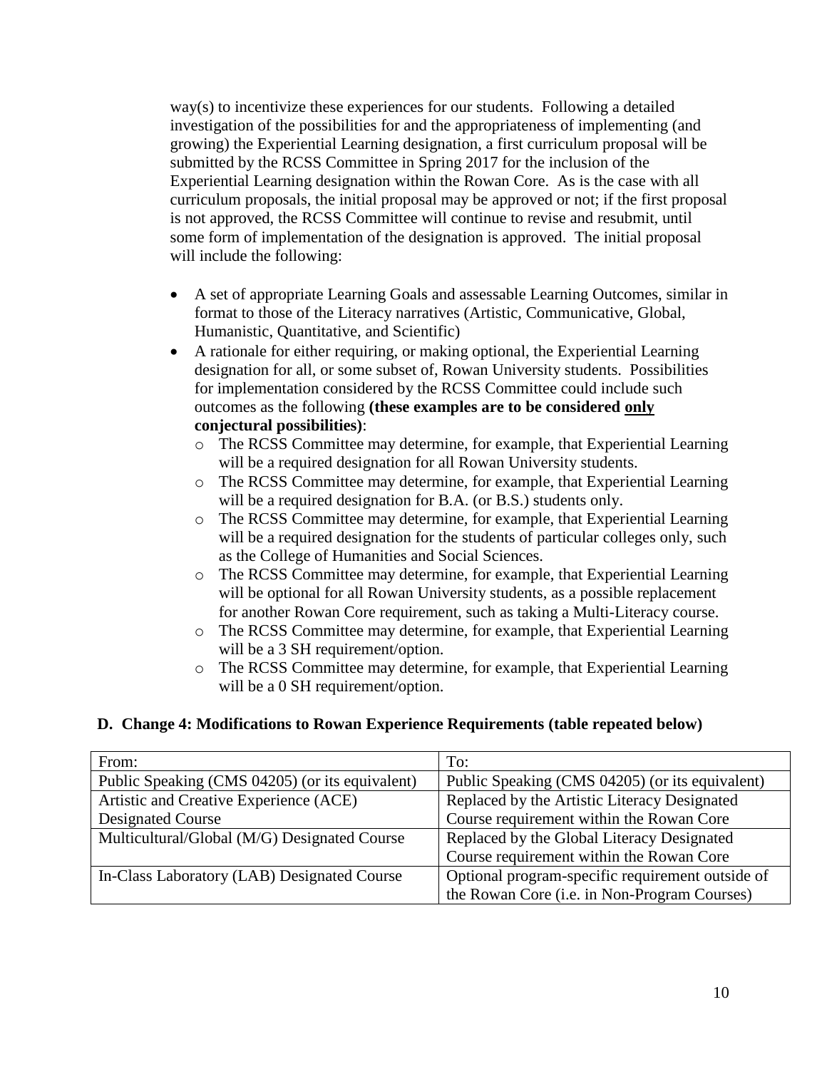way(s) to incentivize these experiences for our students. Following a detailed investigation of the possibilities for and the appropriateness of implementing (and growing) the Experiential Learning designation, a first curriculum proposal will be submitted by the RCSS Committee in Spring 2017 for the inclusion of the Experiential Learning designation within the Rowan Core. As is the case with all curriculum proposals, the initial proposal may be approved or not; if the first proposal is not approved, the RCSS Committee will continue to revise and resubmit, until some form of implementation of the designation is approved. The initial proposal will include the following:

- A set of appropriate Learning Goals and assessable Learning Outcomes, similar in format to those of the Literacy narratives (Artistic, Communicative, Global, Humanistic, Quantitative, and Scientific)
- A rationale for either requiring, or making optional, the Experiential Learning designation for all, or some subset of, Rowan University students. Possibilities for implementation considered by the RCSS Committee could include such outcomes as the following **(these examples are to be considered <u>only</u> conjectural possibilities)**:
  - The RCSS Committee may determine, for example, that Experiential Learning will be a required designation for all Rowan University students.
  - The RCSS Committee may determine, for example, that Experiential Learning will be a required designation for B.A. (or B.S.) students only.
  - The RCSS Committee may determine, for example, that Experiential Learning will be a required designation for the students of particular colleges only, such as the College of Humanities and Social Sciences.
  - The RCSS Committee may determine, for example, that Experiential Learning will be optional for all Rowan University students, as a possible replacement for another Rowan Core requirement, such as taking a Multi-Literacy course.
  - The RCSS Committee may determine, for example, that Experiential Learning will be a 3 SH requirement/option.
  - The RCSS Committee may determine, for example, that Experiential Learning will be a 0 SH requirement/option.

### D. Change 4: Modifications to Rowan Experience Requirements (table repeated below)

| From: | To: |
|---|---|
| Public Speaking (CMS 04205) (or its equivalent) | Public Speaking (CMS 04205) (or its equivalent) |
| Artistic and Creative Experience (ACE) Designated Course | Replaced by the Artistic Literacy Designated Course requirement within the Rowan Core |
| Multicultural/Global (M/G) Designated Course | Replaced by the Global Literacy Designated Course requirement within the Rowan Core |
| In-Class Laboratory (LAB) Designated Course | Optional program-specific requirement outside of the Rowan Core (i.e. in Non-Program Courses) |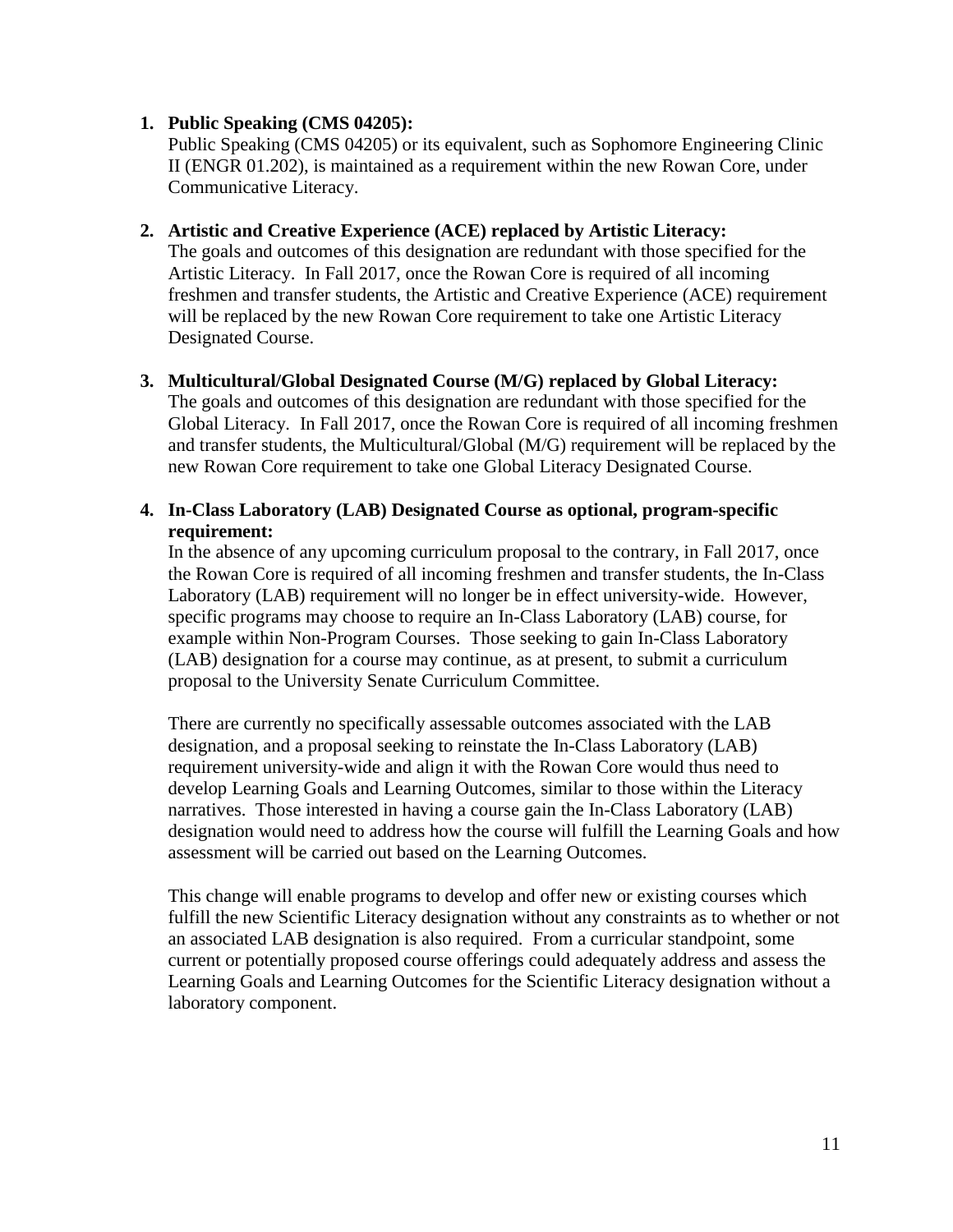1. **Public Speaking (CMS 04205):**
   Public Speaking (CMS 04205) or its equivalent, such as Sophomore Engineering Clinic II (ENGR 01.202), is maintained as a requirement within the new Rowan Core, under Communicative Literacy.

2. **Artistic and Creative Experience (ACE) replaced by Artistic Literacy:**
   The goals and outcomes of this designation are redundant with those specified for the Artistic Literacy. In Fall 2017, once the Rowan Core is required of all incoming freshmen and transfer students, the Artistic and Creative Experience (ACE) requirement will be replaced by the new Rowan Core requirement to take one Artistic Literacy Designated Course.

3. **Multicultural/Global Designated Course (M/G) replaced by Global Literacy:**
   The goals and outcomes of this designation are redundant with those specified for the Global Literacy. In Fall 2017, once the Rowan Core is required of all incoming freshmen and transfer students, the Multicultural/Global (M/G) requirement will be replaced by the new Rowan Core requirement to take one Global Literacy Designated Course.

4. **In-Class Laboratory (LAB) Designated Course as optional, program-specific requirement:**
   In the absence of any upcoming curriculum proposal to the contrary, in Fall 2017, once the Rowan Core is required of all incoming freshmen and transfer students, the In-Class Laboratory (LAB) requirement will no longer be in effect university-wide. However, specific programs may choose to require an In-Class Laboratory (LAB) course, for example within Non-Program Courses. Those seeking to gain In-Class Laboratory (LAB) designation for a course may continue, as at present, to submit a curriculum proposal to the University Senate Curriculum Committee.

   There are currently no specifically assessable outcomes associated with the LAB designation, and a proposal seeking to reinstate the In-Class Laboratory (LAB) requirement university-wide and align it with the Rowan Core would thus need to develop Learning Goals and Learning Outcomes, similar to those within the Literacy narratives. Those interested in having a course gain the In-Class Laboratory (LAB) designation would need to address how the course will fulfill the Learning Goals and how assessment will be carried out based on the Learning Outcomes.

   This change will enable programs to develop and offer new or existing courses which fulfill the new Scientific Literacy designation without any constraints as to whether or not an associated LAB designation is also required. From a curricular standpoint, some current or potentially proposed course offerings could adequately address and assess the Learning Goals and Learning Outcomes for the Scientific Literacy designation without a laboratory component.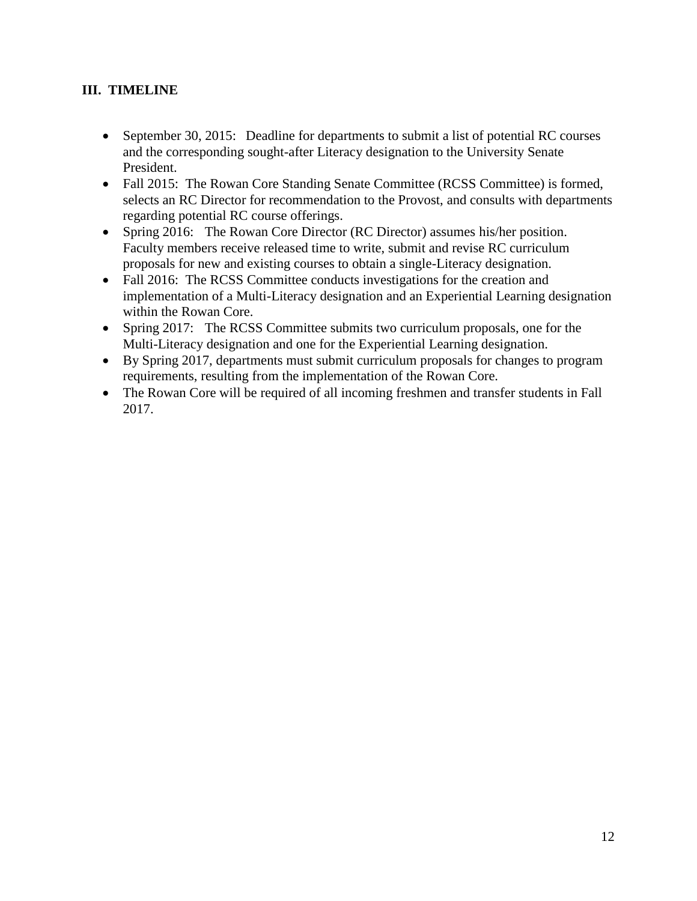## III. TIMELINE

- September 30, 2015: Deadline for departments to submit a list of potential RC courses and the corresponding sought-after Literacy designation to the University Senate President.
- Fall 2015: The Rowan Core Standing Senate Committee (RCSS Committee) is formed, selects an RC Director for recommendation to the Provost, and consults with departments regarding potential RC course offerings.
- Spring 2016: The Rowan Core Director (RC Director) assumes his/her position. Faculty members receive released time to write, submit and revise RC curriculum proposals for new and existing courses to obtain a single-Literacy designation.
- Fall 2016: The RCSS Committee conducts investigations for the creation and implementation of a Multi-Literacy designation and an Experiential Learning designation within the Rowan Core.
- Spring 2017: The RCSS Committee submits two curriculum proposals, one for the Multi-Literacy designation and one for the Experiential Learning designation.
- By Spring 2017, departments must submit curriculum proposals for changes to program requirements, resulting from the implementation of the Rowan Core.
- The Rowan Core will be required of all incoming freshmen and transfer students in Fall 2017.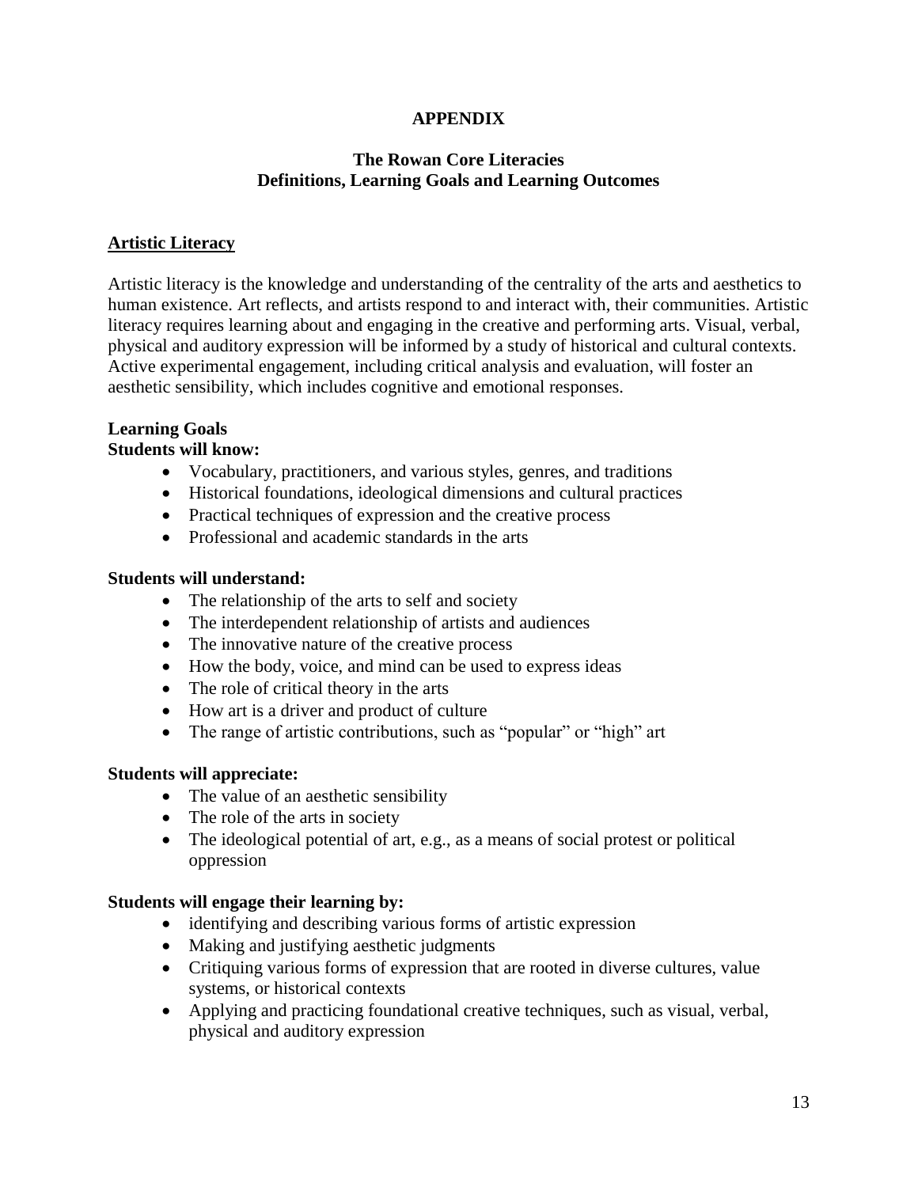# APPENDIX

## The Rowan Core Literacies
## Definitions, Learning Goals and Learning Outcomes

### Artistic Literacy

Artistic literacy is the knowledge and understanding of the centrality of the arts and aesthetics to human existence. Art reflects, and artists respond to and interact with, their communities. Artistic literacy requires learning about and engaging in the creative and performing arts. Visual, verbal, physical and auditory expression will be informed by a study of historical and cultural contexts. Active experimental engagement, including critical analysis and evaluation, will foster an aesthetic sensibility, which includes cognitive and emotional responses.

**Learning Goals**

**Students will know:**

- Vocabulary, practitioners, and various styles, genres, and traditions
- Historical foundations, ideological dimensions and cultural practices
- Practical techniques of expression and the creative process
- Professional and academic standards in the arts

**Students will understand:**

- The relationship of the arts to self and society
- The interdependent relationship of artists and audiences
- The innovative nature of the creative process
- How the body, voice, and mind can be used to express ideas
- The role of critical theory in the arts
- How art is a driver and product of culture
- The range of artistic contributions, such as "popular" or "high" art

**Students will appreciate:**

- The value of an aesthetic sensibility
- The role of the arts in society
- The ideological potential of art, e.g., as a means of social protest or political oppression

**Students will engage their learning by:**

- identifying and describing various forms of artistic expression
- Making and justifying aesthetic judgments
- Critiquing various forms of expression that are rooted in diverse cultures, value systems, or historical contexts
- Applying and practicing foundational creative techniques, such as visual, verbal, physical and auditory expression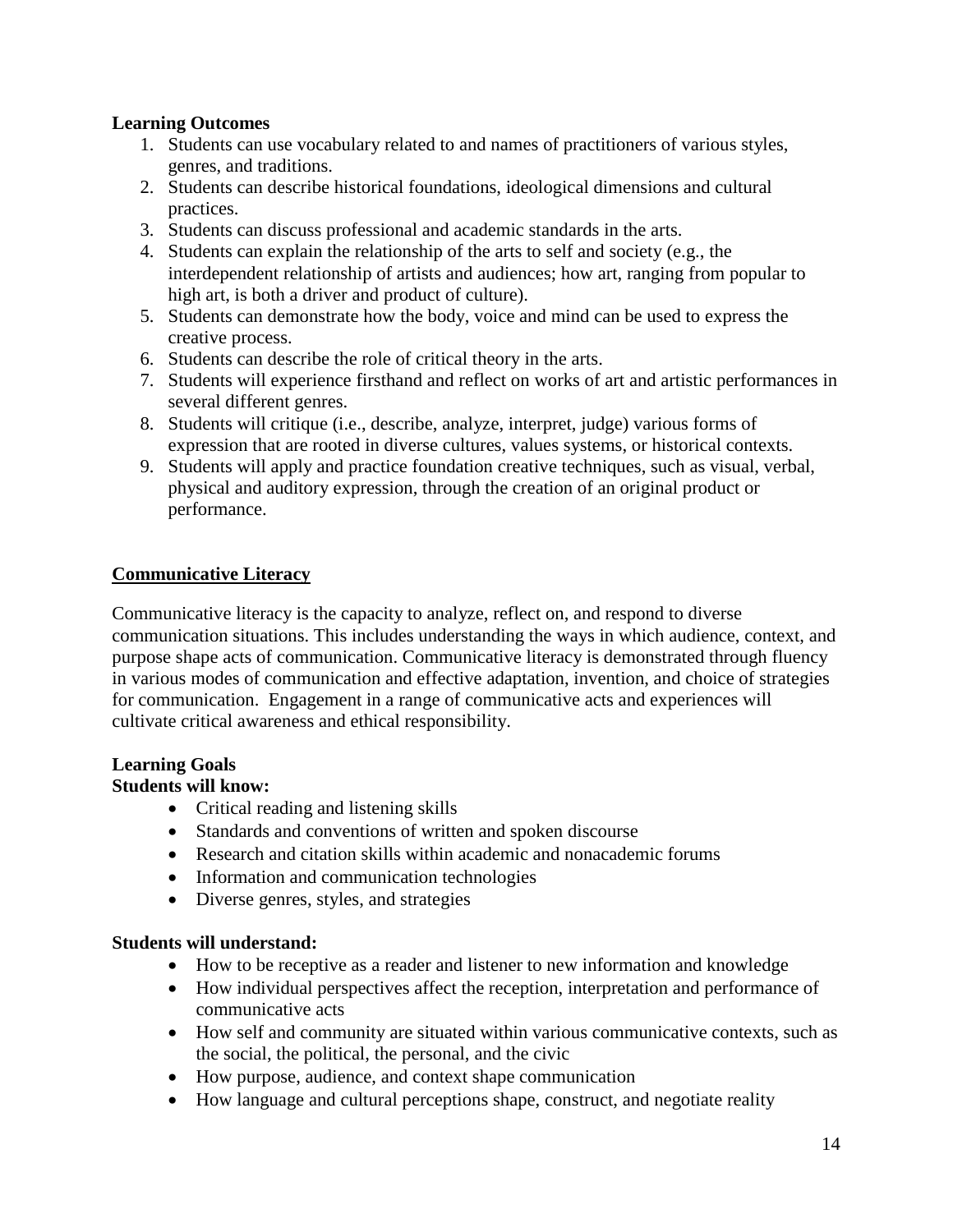**Learning Outcomes**

1. Students can use vocabulary related to and names of practitioners of various styles, genres, and traditions.
2. Students can describe historical foundations, ideological dimensions and cultural practices.
3. Students can discuss professional and academic standards in the arts.
4. Students can explain the relationship of the arts to self and society (e.g., the interdependent relationship of artists and audiences; how art, ranging from popular to high art, is both a driver and product of culture).
5. Students can demonstrate how the body, voice and mind can be used to express the creative process.
6. Students can describe the role of critical theory in the arts.
7. Students will experience firsthand and reflect on works of art and artistic performances in several different genres.
8. Students will critique (i.e., describe, analyze, interpret, judge) various forms of expression that are rooted in diverse cultures, values systems, or historical contexts.
9. Students will apply and practice foundation creative techniques, such as visual, verbal, physical and auditory expression, through the creation of an original product or performance.

## Communicative Literacy

Communicative literacy is the capacity to analyze, reflect on, and respond to diverse communication situations. This includes understanding the ways in which audience, context, and purpose shape acts of communication. Communicative literacy is demonstrated through fluency in various modes of communication and effective adaptation, invention, and choice of strategies for communication. Engagement in a range of communicative acts and experiences will cultivate critical awareness and ethical responsibility.

**Learning Goals**

**Students will know:**

- Critical reading and listening skills
- Standards and conventions of written and spoken discourse
- Research and citation skills within academic and nonacademic forums
- Information and communication technologies
- Diverse genres, styles, and strategies

**Students will understand:**

- How to be receptive as a reader and listener to new information and knowledge
- How individual perspectives affect the reception, interpretation and performance of communicative acts
- How self and community are situated within various communicative contexts, such as the social, the political, the personal, and the civic
- How purpose, audience, and context shape communication
- How language and cultural perceptions shape, construct, and negotiate reality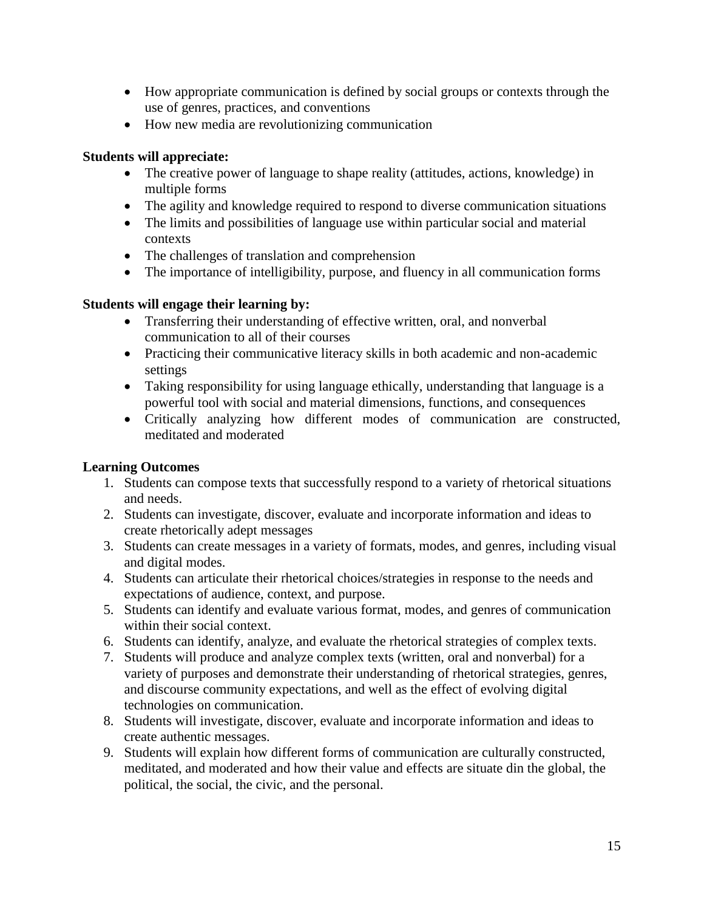- How appropriate communication is defined by social groups or contexts through the use of genres, practices, and conventions
- How new media are revolutionizing communication

**Students will appreciate:**

- The creative power of language to shape reality (attitudes, actions, knowledge) in multiple forms
- The agility and knowledge required to respond to diverse communication situations
- The limits and possibilities of language use within particular social and material contexts
- The challenges of translation and comprehension
- The importance of intelligibility, purpose, and fluency in all communication forms

**Students will engage their learning by:**

- Transferring their understanding of effective written, oral, and nonverbal communication to all of their courses
- Practicing their communicative literacy skills in both academic and non-academic settings
- Taking responsibility for using language ethically, understanding that language is a powerful tool with social and material dimensions, functions, and consequences
- Critically analyzing how different modes of communication are constructed, meditated and moderated

**Learning Outcomes**

1. Students can compose texts that successfully respond to a variety of rhetorical situations and needs.
2. Students can investigate, discover, evaluate and incorporate information and ideas to create rhetorically adept messages
3. Students can create messages in a variety of formats, modes, and genres, including visual and digital modes.
4. Students can articulate their rhetorical choices/strategies in response to the needs and expectations of audience, context, and purpose.
5. Students can identify and evaluate various format, modes, and genres of communication within their social context.
6. Students can identify, analyze, and evaluate the rhetorical strategies of complex texts.
7. Students will produce and analyze complex texts (written, oral and nonverbal) for a variety of purposes and demonstrate their understanding of rhetorical strategies, genres, and discourse community expectations, and well as the effect of evolving digital technologies on communication.
8. Students will investigate, discover, evaluate and incorporate information and ideas to create authentic messages.
9. Students will explain how different forms of communication are culturally constructed, meditated, and moderated and how their value and effects are situate din the global, the political, the social, the civic, and the personal.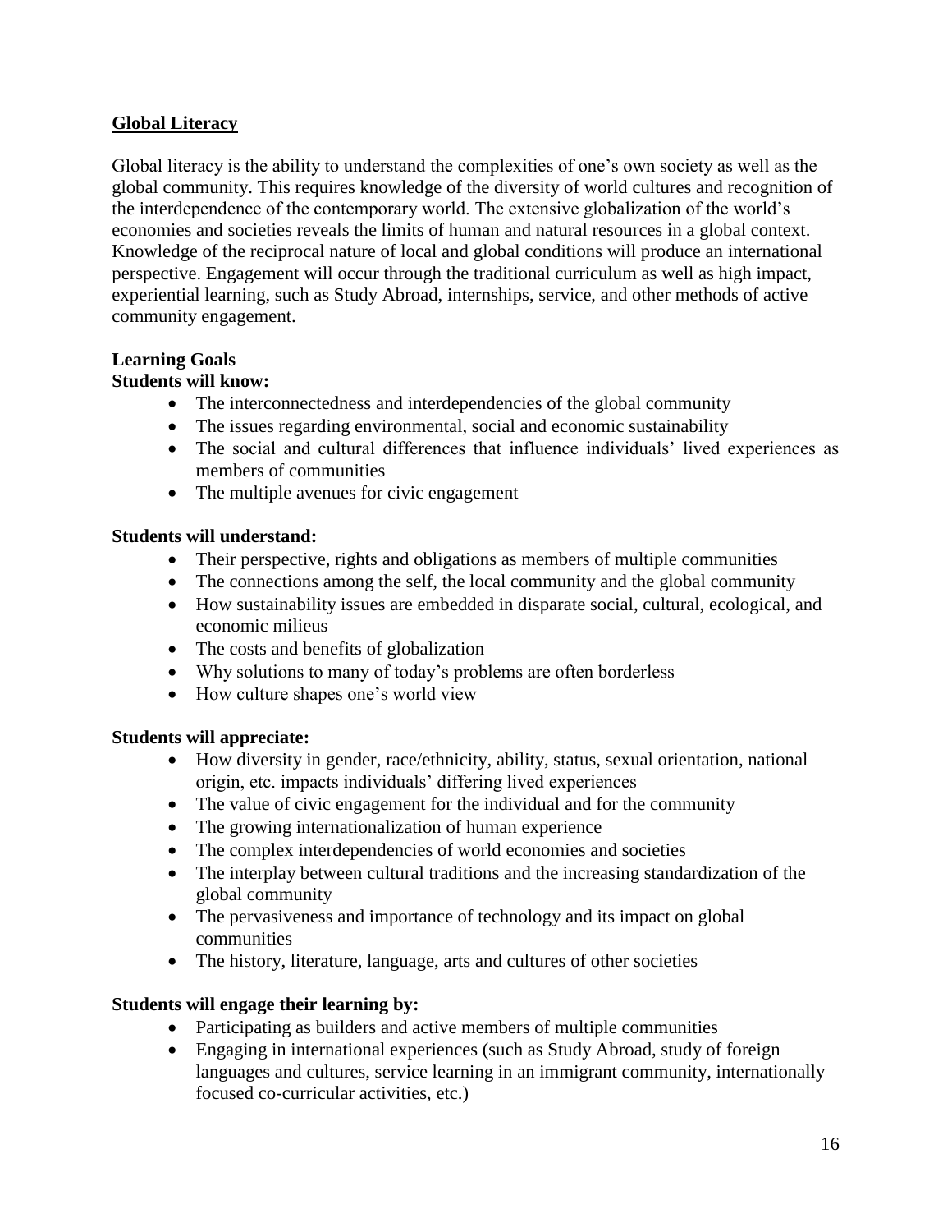## Global Literacy

Global literacy is the ability to understand the complexities of one's own society as well as the global community. This requires knowledge of the diversity of world cultures and recognition of the interdependence of the contemporary world. The extensive globalization of the world's economies and societies reveals the limits of human and natural resources in a global context. Knowledge of the reciprocal nature of local and global conditions will produce an international perspective. Engagement will occur through the traditional curriculum as well as high impact, experiential learning, such as Study Abroad, internships, service, and other methods of active community engagement.

### Learning Goals

**Students will know:**

- The interconnectedness and interdependencies of the global community
- The issues regarding environmental, social and economic sustainability
- The social and cultural differences that influence individuals' lived experiences as members of communities
- The multiple avenues for civic engagement

**Students will understand:**

- Their perspective, rights and obligations as members of multiple communities
- The connections among the self, the local community and the global community
- How sustainability issues are embedded in disparate social, cultural, ecological, and economic milieus
- The costs and benefits of globalization
- Why solutions to many of today's problems are often borderless
- How culture shapes one's world view

**Students will appreciate:**

- How diversity in gender, race/ethnicity, ability, status, sexual orientation, national origin, etc. impacts individuals' differing lived experiences
- The value of civic engagement for the individual and for the community
- The growing internationalization of human experience
- The complex interdependencies of world economies and societies
- The interplay between cultural traditions and the increasing standardization of the global community
- The pervasiveness and importance of technology and its impact on global communities
- The history, literature, language, arts and cultures of other societies

**Students will engage their learning by:**

- Participating as builders and active members of multiple communities
- Engaging in international experiences (such as Study Abroad, study of foreign languages and cultures, service learning in an immigrant community, internationally focused co-curricular activities, etc.)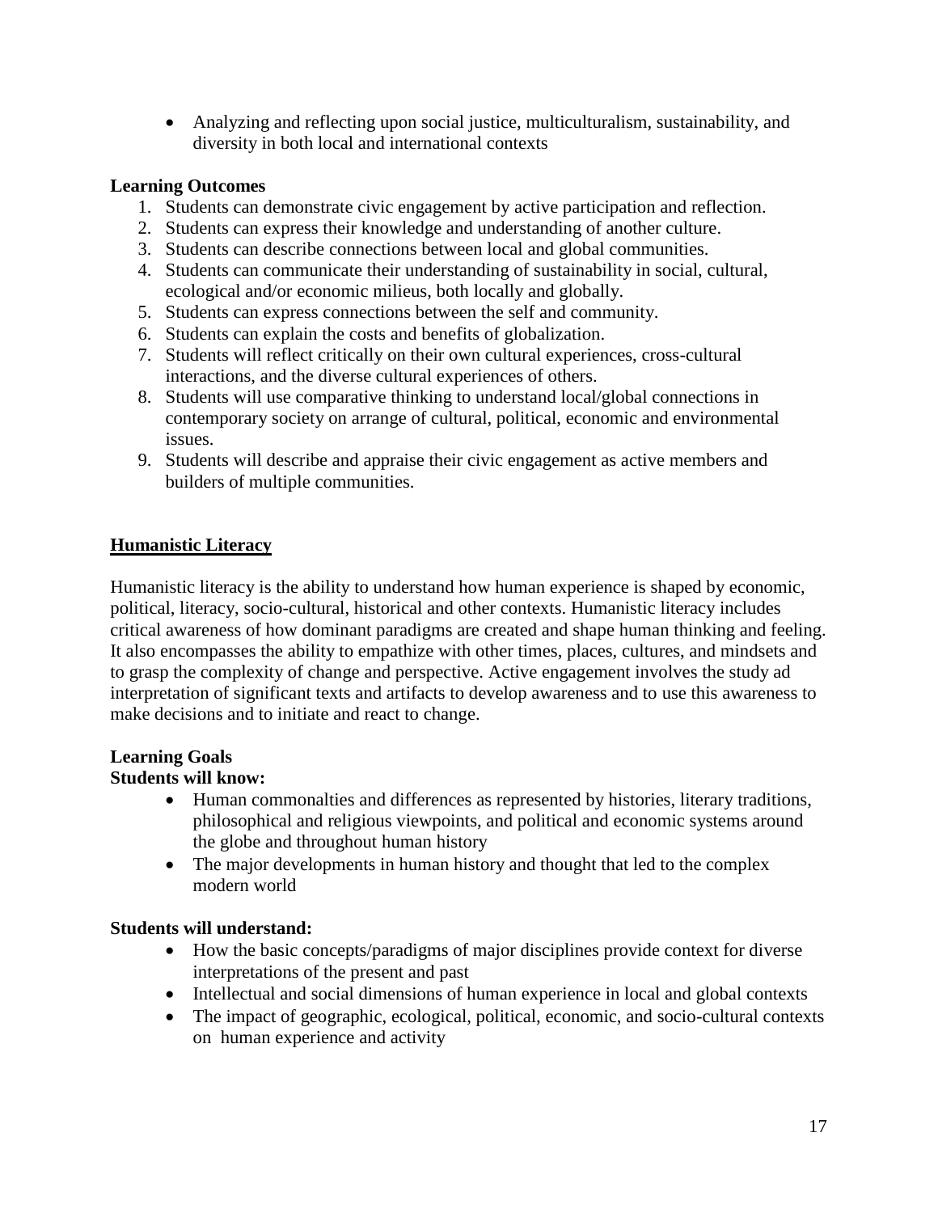- Analyzing and reflecting upon social justice, multiculturalism, sustainability, and diversity in both local and international contexts

**Learning Outcomes**

1. Students can demonstrate civic engagement by active participation and reflection.
2. Students can express their knowledge and understanding of another culture.
3. Students can describe connections between local and global communities.
4. Students can communicate their understanding of sustainability in social, cultural, ecological and/or economic milieus, both locally and globally.
5. Students can express connections between the self and community.
6. Students can explain the costs and benefits of globalization.
7. Students will reflect critically on their own cultural experiences, cross-cultural interactions, and the diverse cultural experiences of others.
8. Students will use comparative thinking to understand local/global connections in contemporary society on arrange of cultural, political, economic and environmental issues.
9. Students will describe and appraise their civic engagement as active members and builders of multiple communities.

## Humanistic Literacy

Humanistic literacy is the ability to understand how human experience is shaped by economic, political, literacy, socio-cultural, historical and other contexts. Humanistic literacy includes critical awareness of how dominant paradigms are created and shape human thinking and feeling. It also encompasses the ability to empathize with other times, places, cultures, and mindsets and to grasp the complexity of change and perspective. Active engagement involves the study ad interpretation of significant texts and artifacts to develop awareness and to use this awareness to make decisions and to initiate and react to change.

**Learning Goals**

**Students will know:**

- Human commonalties and differences as represented by histories, literary traditions, philosophical and religious viewpoints, and political and economic systems around the globe and throughout human history
- The major developments in human history and thought that led to the complex modern world

**Students will understand:**

- How the basic concepts/paradigms of major disciplines provide context for diverse interpretations of the present and past
- Intellectual and social dimensions of human experience in local and global contexts
- The impact of geographic, ecological, political, economic, and socio-cultural contexts on human experience and activity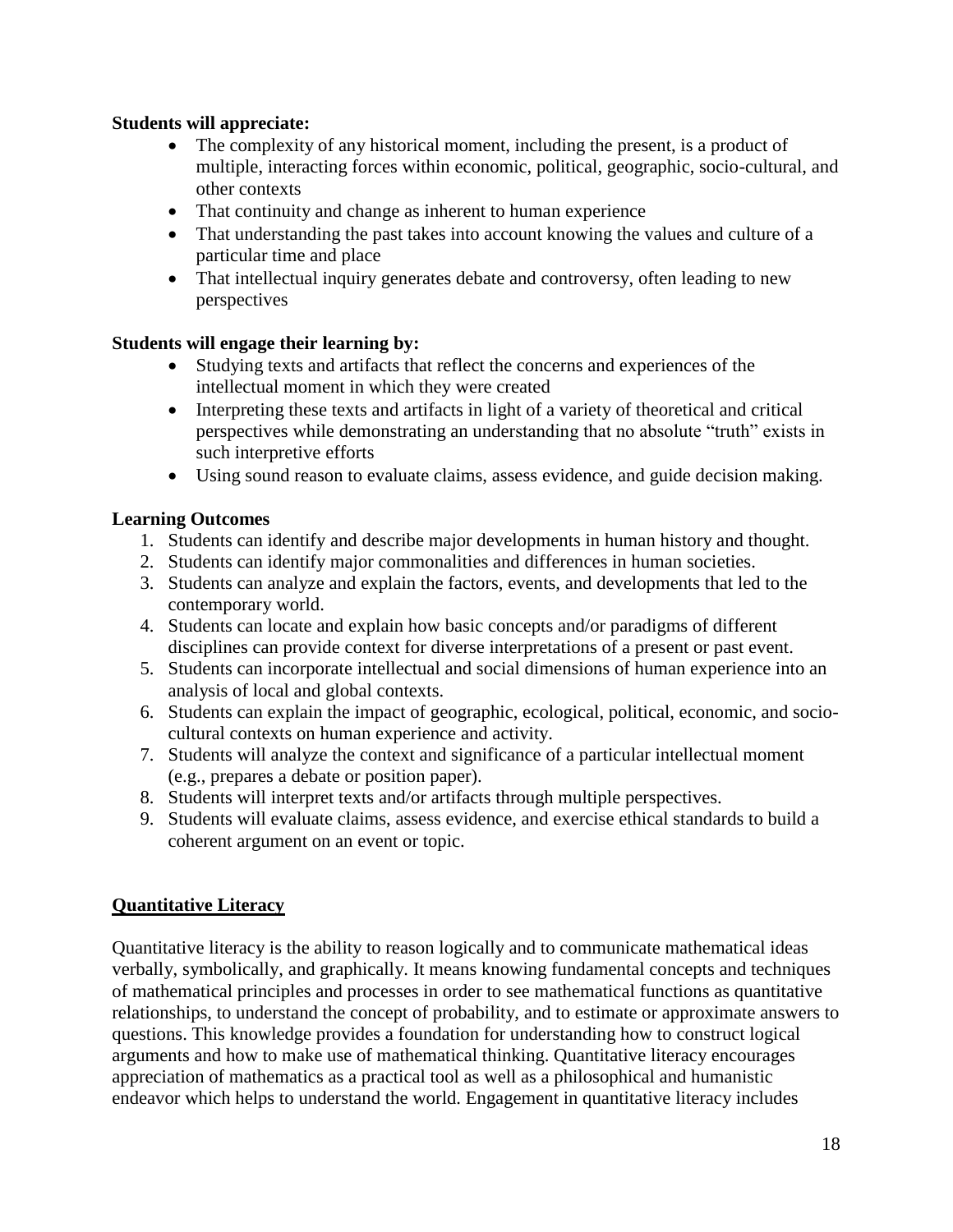**Students will appreciate:**

- The complexity of any historical moment, including the present, is a product of multiple, interacting forces within economic, political, geographic, socio-cultural, and other contexts
- That continuity and change as inherent to human experience
- That understanding the past takes into account knowing the values and culture of a particular time and place
- That intellectual inquiry generates debate and controversy, often leading to new perspectives

**Students will engage their learning by:**

- Studying texts and artifacts that reflect the concerns and experiences of the intellectual moment in which they were created
- Interpreting these texts and artifacts in light of a variety of theoretical and critical perspectives while demonstrating an understanding that no absolute "truth" exists in such interpretive efforts
- Using sound reason to evaluate claims, assess evidence, and guide decision making.

**Learning Outcomes**

1. Students can identify and describe major developments in human history and thought.
2. Students can identify major commonalities and differences in human societies.
3. Students can analyze and explain the factors, events, and developments that led to the contemporary world.
4. Students can locate and explain how basic concepts and/or paradigms of different disciplines can provide context for diverse interpretations of a present or past event.
5. Students can incorporate intellectual and social dimensions of human experience into an analysis of local and global contexts.
6. Students can explain the impact of geographic, ecological, political, economic, and socio-cultural contexts on human experience and activity.
7. Students will analyze the context and significance of a particular intellectual moment (e.g., prepares a debate or position paper).
8. Students will interpret texts and/or artifacts through multiple perspectives.
9. Students will evaluate claims, assess evidence, and exercise ethical standards to build a coherent argument on an event or topic.

## Quantitative Literacy

Quantitative literacy is the ability to reason logically and to communicate mathematical ideas verbally, symbolically, and graphically. It means knowing fundamental concepts and techniques of mathematical principles and processes in order to see mathematical functions as quantitative relationships, to understand the concept of probability, and to estimate or approximate answers to questions. This knowledge provides a foundation for understanding how to construct logical arguments and how to make use of mathematical thinking. Quantitative literacy encourages appreciation of mathematics as a practical tool as well as a philosophical and humanistic endeavor which helps to understand the world. Engagement in quantitative literacy includes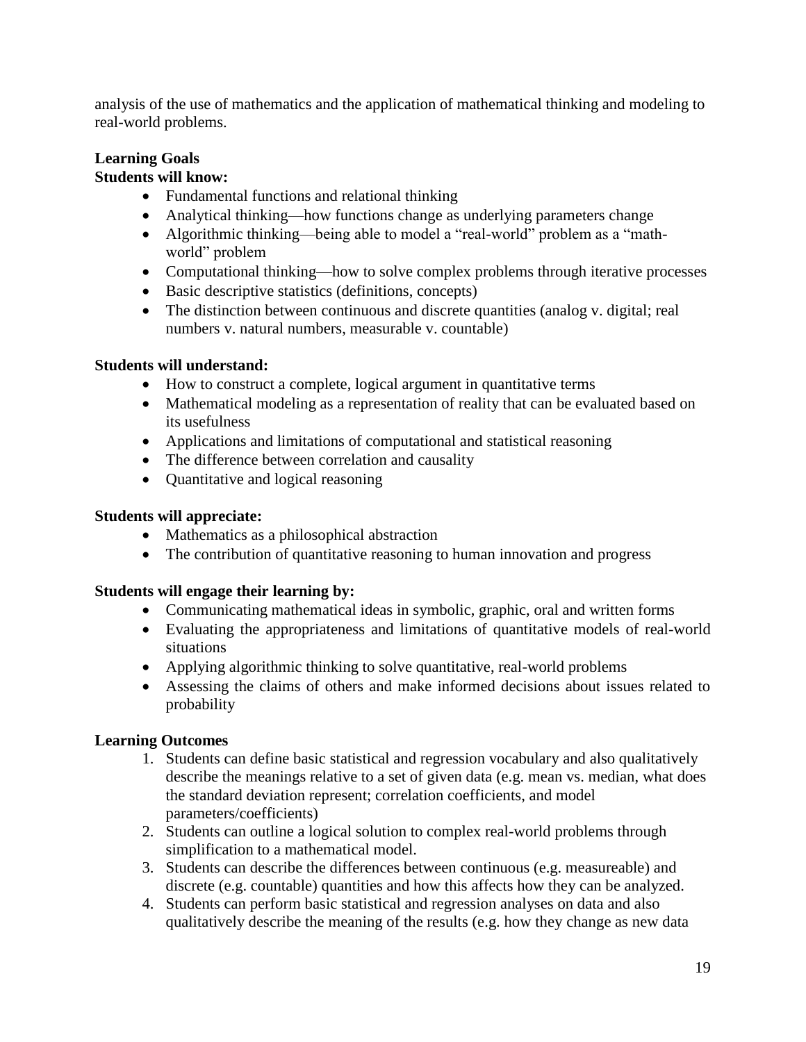analysis of the use of mathematics and the application of mathematical thinking and modeling to real-world problems.

**Learning Goals**

**Students will know:**

- Fundamental functions and relational thinking
- Analytical thinking—how functions change as underlying parameters change
- Algorithmic thinking—being able to model a "real-world" problem as a "math-world" problem
- Computational thinking—how to solve complex problems through iterative processes
- Basic descriptive statistics (definitions, concepts)
- The distinction between continuous and discrete quantities (analog v. digital; real numbers v. natural numbers, measurable v. countable)

**Students will understand:**

- How to construct a complete, logical argument in quantitative terms
- Mathematical modeling as a representation of reality that can be evaluated based on its usefulness
- Applications and limitations of computational and statistical reasoning
- The difference between correlation and causality
- Quantitative and logical reasoning

**Students will appreciate:**

- Mathematics as a philosophical abstraction
- The contribution of quantitative reasoning to human innovation and progress

**Students will engage their learning by:**

- Communicating mathematical ideas in symbolic, graphic, oral and written forms
- Evaluating the appropriateness and limitations of quantitative models of real-world situations
- Applying algorithmic thinking to solve quantitative, real-world problems
- Assessing the claims of others and make informed decisions about issues related to probability

**Learning Outcomes**

1. Students can define basic statistical and regression vocabulary and also qualitatively describe the meanings relative to a set of given data (e.g. mean vs. median, what does the standard deviation represent; correlation coefficients, and model parameters/coefficients)
2. Students can outline a logical solution to complex real-world problems through simplification to a mathematical model.
3. Students can describe the differences between continuous (e.g. measureable) and discrete (e.g. countable) quantities and how this affects how they can be analyzed.
4. Students can perform basic statistical and regression analyses on data and also qualitatively describe the meaning of the results (e.g. how they change as new data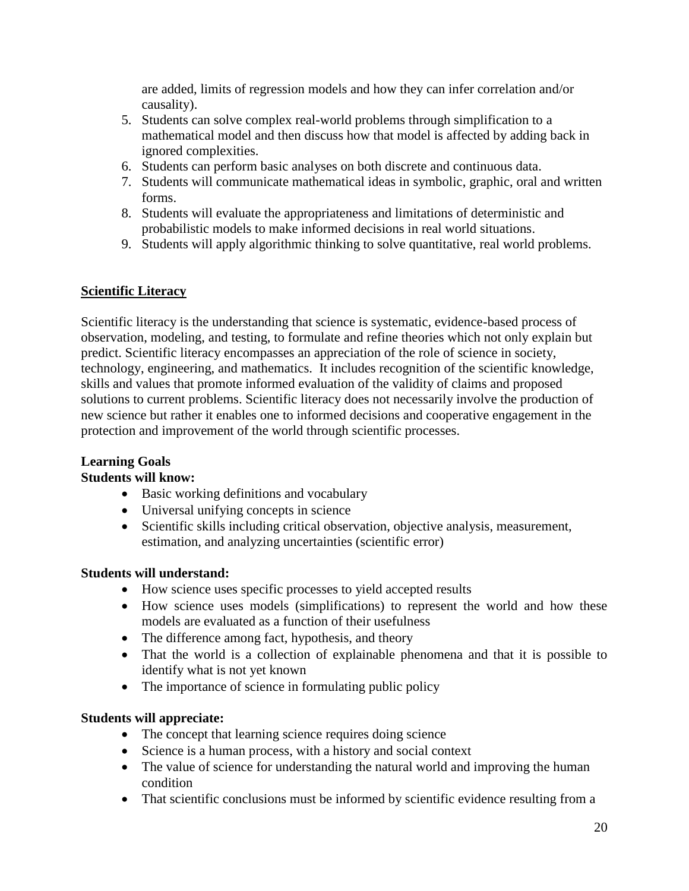are added, limits of regression models and how they can infer correlation and/or causality).

5. Students can solve complex real-world problems through simplification to a mathematical model and then discuss how that model is affected by adding back in ignored complexities.
6. Students can perform basic analyses on both discrete and continuous data.
7. Students will communicate mathematical ideas in symbolic, graphic, oral and written forms.
8. Students will evaluate the appropriateness and limitations of deterministic and probabilistic models to make informed decisions in real world situations.
9. Students will apply algorithmic thinking to solve quantitative, real world problems.

## Scientific Literacy

Scientific literacy is the understanding that science is systematic, evidence-based process of observation, modeling, and testing, to formulate and refine theories which not only explain but predict. Scientific literacy encompasses an appreciation of the role of science in society, technology, engineering, and mathematics. It includes recognition of the scientific knowledge, skills and values that promote informed evaluation of the validity of claims and proposed solutions to current problems. Scientific literacy does not necessarily involve the production of new science but rather it enables one to informed decisions and cooperative engagement in the protection and improvement of the world through scientific processes.

**Learning Goals**

**Students will know:**

- Basic working definitions and vocabulary
- Universal unifying concepts in science
- Scientific skills including critical observation, objective analysis, measurement, estimation, and analyzing uncertainties (scientific error)

**Students will understand:**

- How science uses specific processes to yield accepted results
- How science uses models (simplifications) to represent the world and how these models are evaluated as a function of their usefulness
- The difference among fact, hypothesis, and theory
- That the world is a collection of explainable phenomena and that it is possible to identify what is not yet known
- The importance of science in formulating public policy

**Students will appreciate:**

- The concept that learning science requires doing science
- Science is a human process, with a history and social context
- The value of science for understanding the natural world and improving the human condition
- That scientific conclusions must be informed by scientific evidence resulting from a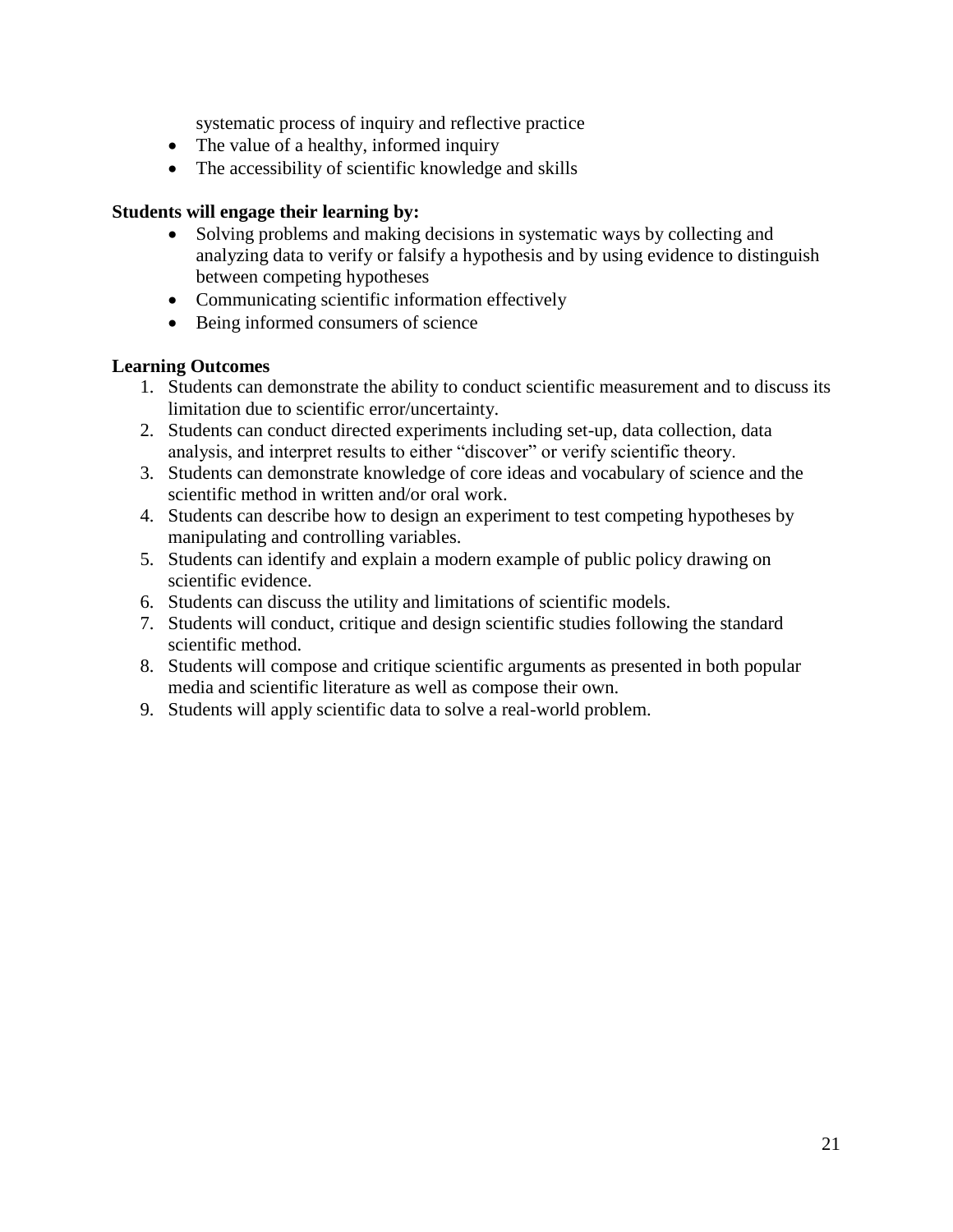systematic process of inquiry and reflective practice

- The value of a healthy, informed inquiry
- The accessibility of scientific knowledge and skills

**Students will engage their learning by:**

- Solving problems and making decisions in systematic ways by collecting and analyzing data to verify or falsify a hypothesis and by using evidence to distinguish between competing hypotheses
- Communicating scientific information effectively
- Being informed consumers of science

**Learning Outcomes**

1. Students can demonstrate the ability to conduct scientific measurement and to discuss its limitation due to scientific error/uncertainty.
2. Students can conduct directed experiments including set-up, data collection, data analysis, and interpret results to either "discover" or verify scientific theory.
3. Students can demonstrate knowledge of core ideas and vocabulary of science and the scientific method in written and/or oral work.
4. Students can describe how to design an experiment to test competing hypotheses by manipulating and controlling variables.
5. Students can identify and explain a modern example of public policy drawing on scientific evidence.
6. Students can discuss the utility and limitations of scientific models.
7. Students will conduct, critique and design scientific studies following the standard scientific method.
8. Students will compose and critique scientific arguments as presented in both popular media and scientific literature as well as compose their own.
9. Students will apply scientific data to solve a real-world problem.